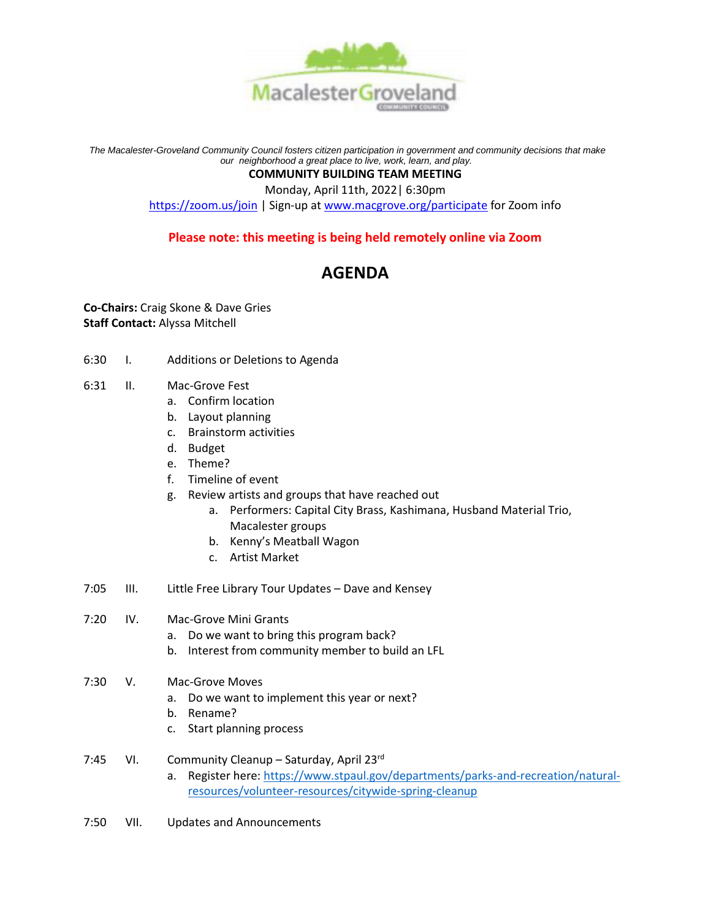Macalester Groveland
COMMUNITY COUNCIL

*The Macalester-Groveland Community Council fosters citizen participation in government and community decisions that make our neighborhood a great place to live, work, learn, and play.*

**COMMUNITY BUILDING TEAM MEETING**

Monday, April 11th, 2022| 6:30pm

https://zoom.us/join | Sign-up at www.macgrove.org/participate for Zoom info

**Please note: this meeting is being held remotely online via Zoom**

# AGENDA

**Co-Chairs:** Craig Skone & Dave Gries
**Staff Contact:** Alyssa Mitchell

6:30 I. Additions or Deletions to Agenda

6:31 II. Mac-Grove Fest
- a. Confirm location
- b. Layout planning
- c. Brainstorm activities
- d. Budget
- e. Theme?
- f. Timeline of event
- g. Review artists and groups that have reached out
  - a. Performers: Capital City Brass, Kashimana, Husband Material Trio, Macalester groups
  - b. Kenny's Meatball Wagon
  - c. Artist Market

7:05 III. Little Free Library Tour Updates – Dave and Kensey

7:20 IV. Mac-Grove Mini Grants
- a. Do we want to bring this program back?
- b. Interest from community member to build an LFL

7:30 V. Mac-Grove Moves
- a. Do we want to implement this year or next?
- b. Rename?
- c. Start planning process

7:45 VI. Community Cleanup – Saturday, April 23rd
- a. Register here: https://www.stpaul.gov/departments/parks-and-recreation/natural-resources/volunteer-resources/citywide-spring-cleanup

7:50 VII. Updates and Announcements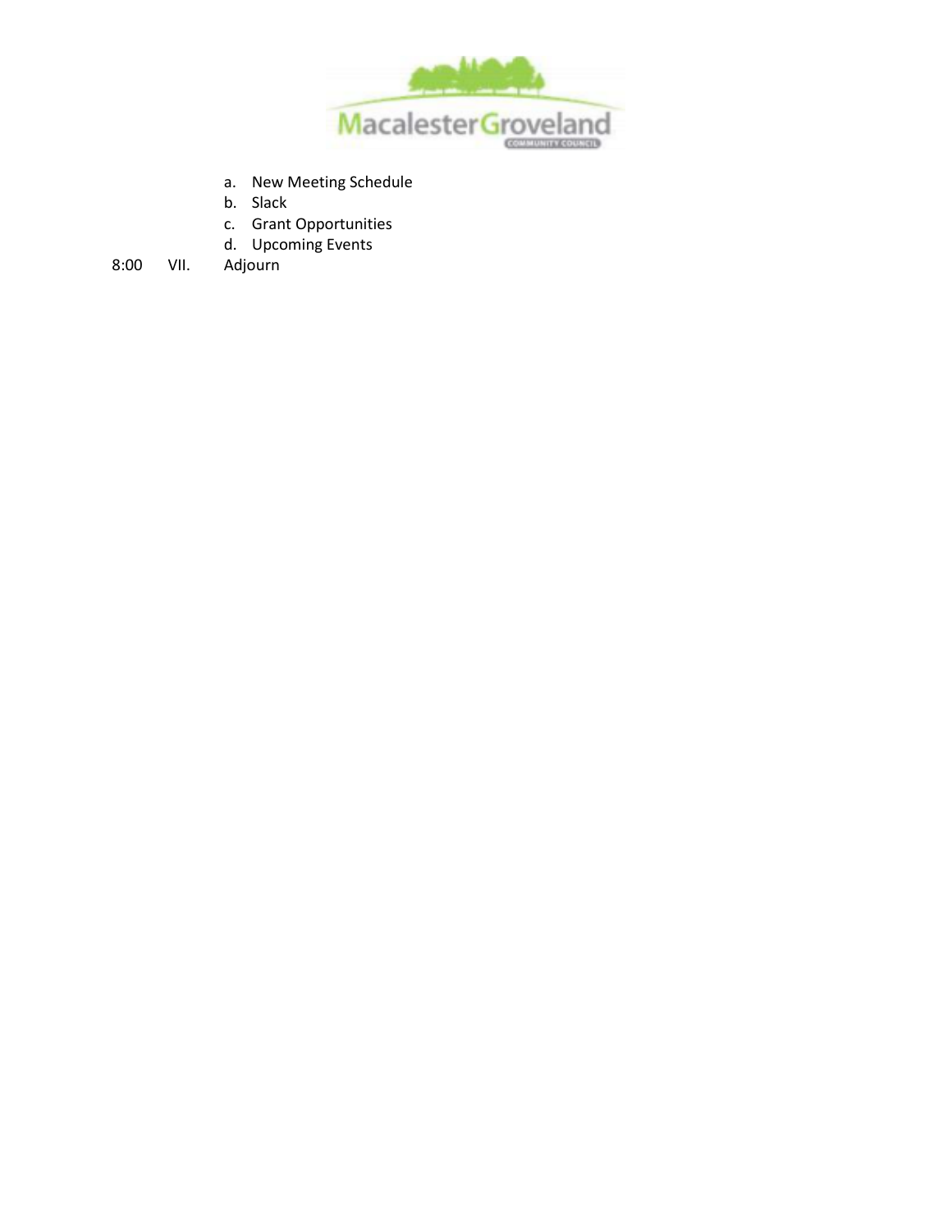a. New Meeting Schedule
b. Slack
c. Grant Opportunities
d. Upcoming Events

8:00 VII. Adjourn